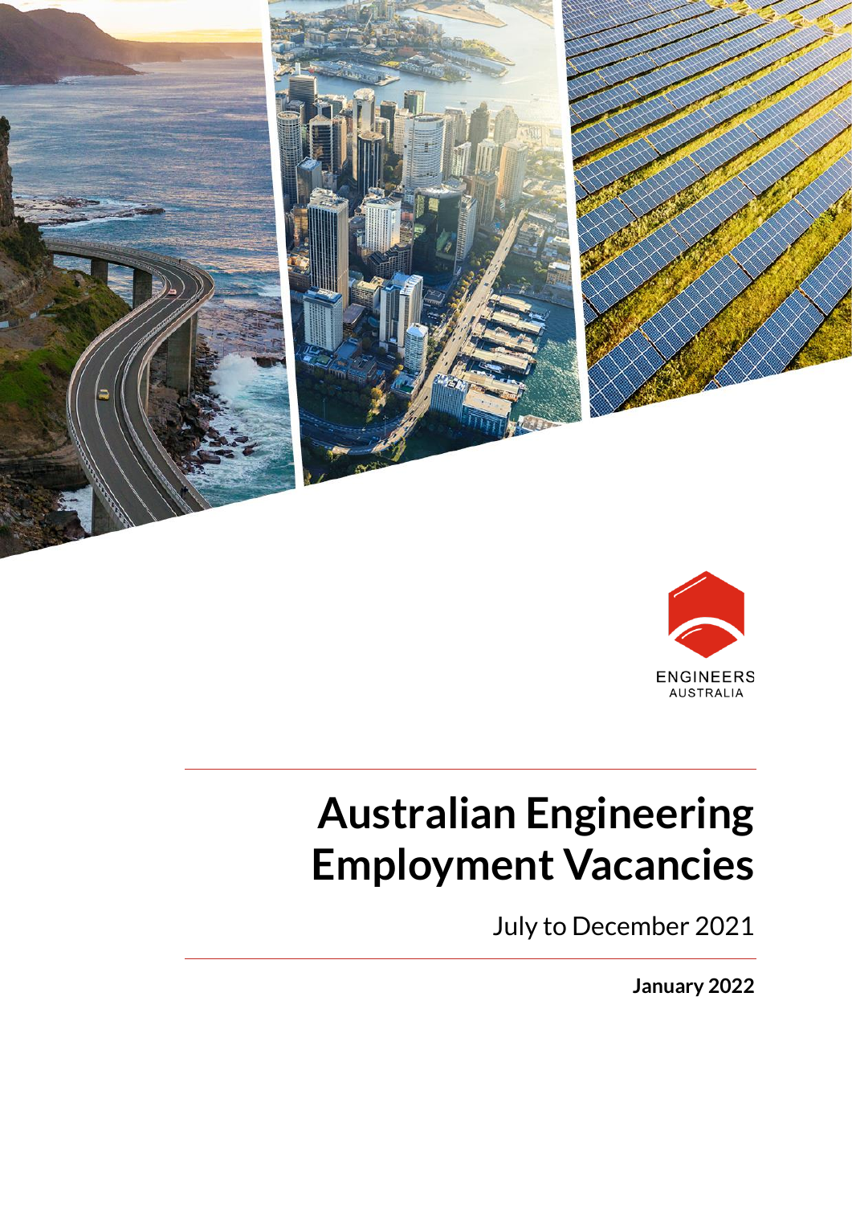ENGINEERS AUSTRALIA

# Australian Engineering Employment Vacancies

July to December 2021

**January 2022**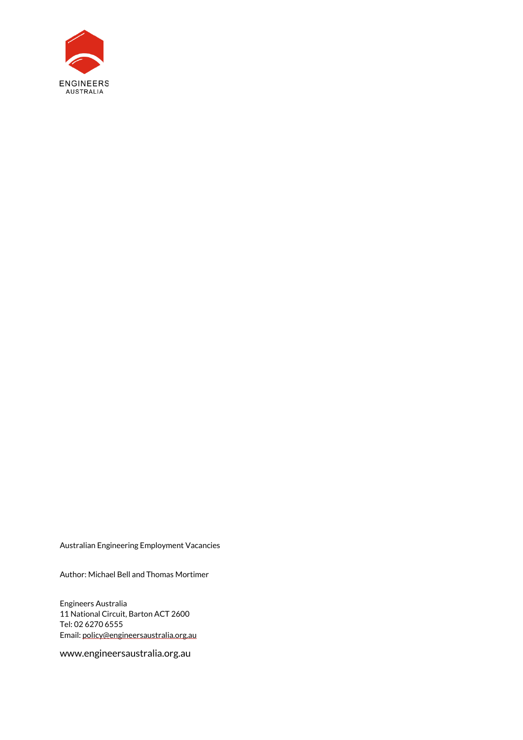ENGINEERS AUSTRALIA

Australian Engineering Employment Vacancies

Author: Michael Bell and Thomas Mortimer

Engineers Australia
11 National Circuit, Barton ACT 2600
Tel: 02 6270 6555
Email: policy@engineersaustralia.org.au

www.engineersaustralia.org.au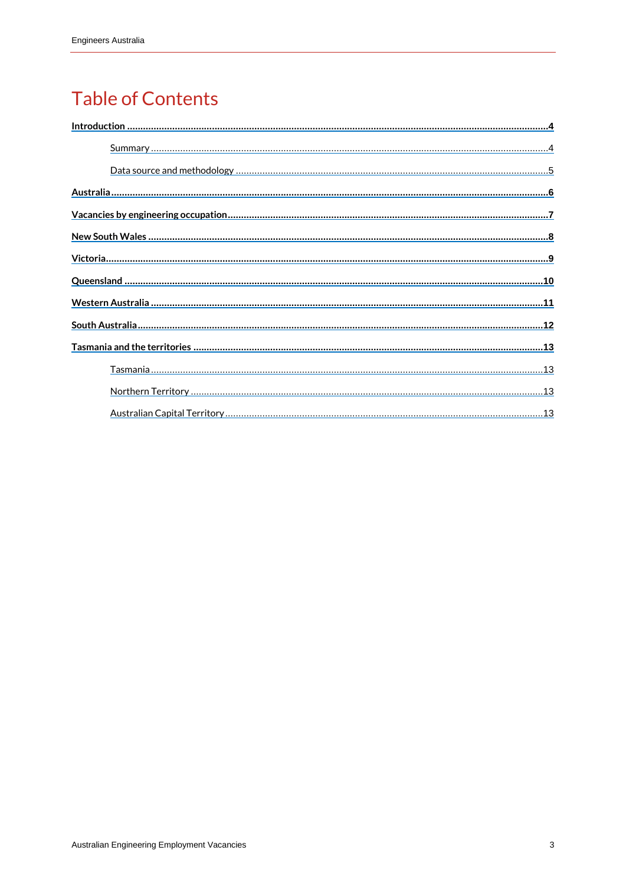# Table of Contents

**Introduction** ........................................................................ **4**

- Summary ........................................................................ 4
- Data source and methodology ........................................................................ 5

**Australia** ........................................................................ **6**

**Vacancies by engineering occupation** ........................................................................ **7**

**New South Wales** ........................................................................ **8**

**Victoria** ........................................................................ **9**

**Queensland** ........................................................................ **10**

**Western Australia** ........................................................................ **11**

**South Australia** ........................................................................ **12**

**Tasmania and the territories** ........................................................................ **13**

- Tasmania ........................................................................ 13
- Northern Territory ........................................................................ 13
- Australian Capital Territory ........................................................................ 13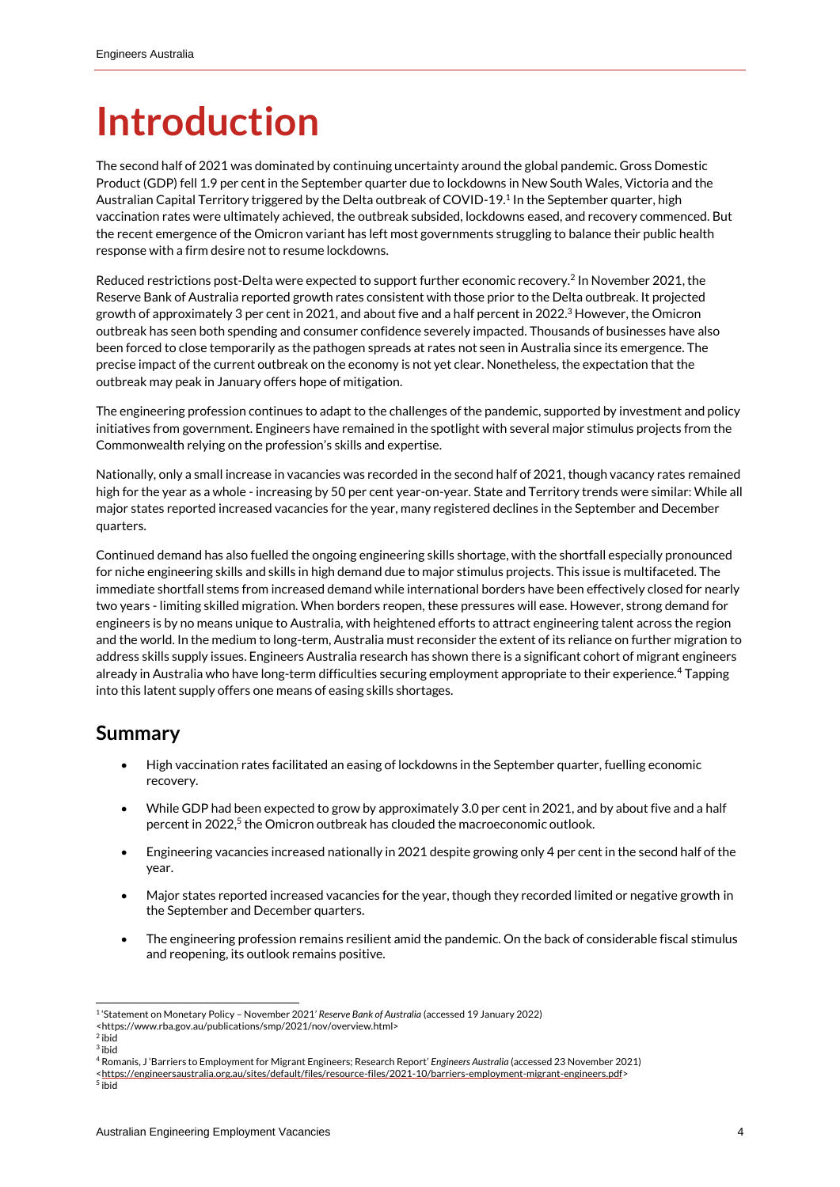# Introduction

The second half of 2021 was dominated by continuing uncertainty around the global pandemic. Gross Domestic Product (GDP) fell 1.9 per cent in the September quarter due to lockdowns in New South Wales, Victoria and the Australian Capital Territory triggered by the Delta outbreak of COVID-19.[1] In the September quarter, high vaccination rates were ultimately achieved, the outbreak subsided, lockdowns eased, and recovery commenced. But the recent emergence of the Omicron variant has left most governments struggling to balance their public health response with a firm desire not to resume lockdowns.

Reduced restrictions post-Delta were expected to support further economic recovery.[2] In November 2021, the Reserve Bank of Australia reported growth rates consistent with those prior to the Delta outbreak. It projected growth of approximately 3 per cent in 2021, and about five and a half percent in 2022.[3] However, the Omicron outbreak has seen both spending and consumer confidence severely impacted. Thousands of businesses have also been forced to close temporarily as the pathogen spreads at rates not seen in Australia since its emergence. The precise impact of the current outbreak on the economy is not yet clear. Nonetheless, the expectation that the outbreak may peak in January offers hope of mitigation.

The engineering profession continues to adapt to the challenges of the pandemic, supported by investment and policy initiatives from government. Engineers have remained in the spotlight with several major stimulus projects from the Commonwealth relying on the profession's skills and expertise.

Nationally, only a small increase in vacancies was recorded in the second half of 2021, though vacancy rates remained high for the year as a whole - increasing by 50 per cent year-on-year. State and Territory trends were similar: While all major states reported increased vacancies for the year, many registered declines in the September and December quarters.

Continued demand has also fuelled the ongoing engineering skills shortage, with the shortfall especially pronounced for niche engineering skills and skills in high demand due to major stimulus projects. This issue is multifaceted. The immediate shortfall stems from increased demand while international borders have been effectively closed for nearly two years - limiting skilled migration. When borders reopen, these pressures will ease. However, strong demand for engineers is by no means unique to Australia, with heightened efforts to attract engineering talent across the region and the world. In the medium to long-term, Australia must reconsider the extent of its reliance on further migration to address skills supply issues. Engineers Australia research has shown there is a significant cohort of migrant engineers already in Australia who have long-term difficulties securing employment appropriate to their experience.[4] Tapping into this latent supply offers one means of easing skills shortages.

## Summary

- High vaccination rates facilitated an easing of lockdowns in the September quarter, fuelling economic recovery.
- While GDP had been expected to grow by approximately 3.0 per cent in 2021, and by about five and a half percent in 2022,[5] the Omicron outbreak has clouded the macroeconomic outlook.
- Engineering vacancies increased nationally in 2021 despite growing only 4 per cent in the second half of the year.
- Major states reported increased vacancies for the year, though they recorded limited or negative growth in the September and December quarters.
- The engineering profession remains resilient amid the pandemic. On the back of considerable fiscal stimulus and reopening, its outlook remains positive.

---

[1] 'Statement on Monetary Policy – November 2021' *Reserve Bank of Australia* (accessed 19 January 2022) <https://www.rba.gov.au/publications/smp/2021/nov/overview.html>

[2] ibid

[3] ibid

[4] Romanis, J 'Barriers to Employment for Migrant Engineers; Research Report' *Engineers Australia* (accessed 23 November 2021) <https://engineersaustralia.org.au/sites/default/files/resource-files/2021-10/barriers-employment-migrant-engineers.pdf>

[5] ibid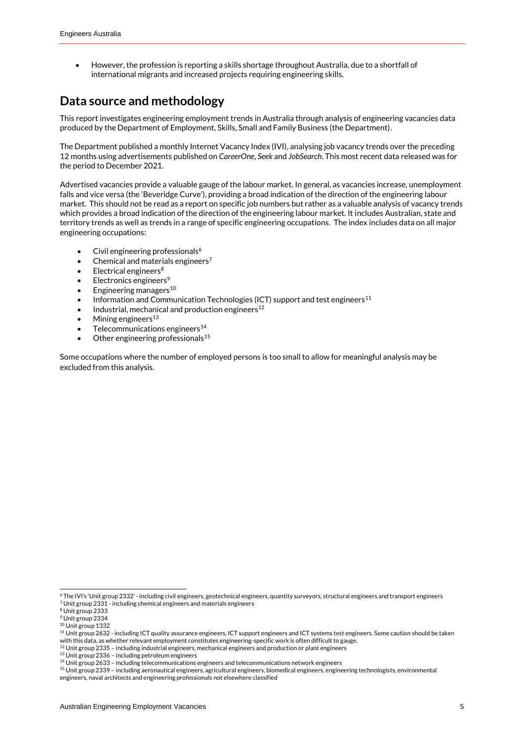- However, the profession is reporting a skills shortage throughout Australia, due to a shortfall of international migrants and increased projects requiring engineering skills.

## Data source and methodology

This report investigates engineering employment trends in Australia through analysis of engineering vacancies data produced by the Department of Employment, Skills, Small and Family Business (the Department).

The Department published a monthly Internet Vacancy Index (IVI), analysing job vacancy trends over the preceding 12 months using advertisements published on *CareerOne*, *Seek* and *JobSearch*. This most recent data released was for the period to December 2021.

Advertised vacancies provide a valuable gauge of the labour market. In general, as vacancies increase, unemployment falls and vice versa (the 'Beveridge Curve'), providing a broad indication of the direction of the engineering labour market. This should not be read as a report on specific job numbers but rather as a valuable analysis of vacancy trends which provides a broad indication of the direction of the engineering labour market. It includes Australian, state and territory trends as well as trends in a range of specific engineering occupations. The index includes data on all major engineering occupations:

- Civil engineering professionals[6]
- Chemical and materials engineers[7]
- Electrical engineers[8]
- Electronics engineers[9]
- Engineering managers[10]
- Information and Communication Technologies (ICT) support and test engineers[11]
- Industrial, mechanical and production engineers[12]
- Mining engineers[13]
- Telecommunications engineers[14]
- Other engineering professionals[15]

Some occupations where the number of employed persons is too small to allow for meaningful analysis may be excluded from this analysis.

---

[6] The IVI's 'Unit group 2332' - including civil engineers, geotechnical engineers, quantity surveyors, structural engineers and transport engineers
[7] Unit group 2331 - including chemical engineers and materials engineers
[8] Unit group 2333
[9] Unit group 2334
[10] Unit group 1332
[11] Unit group 2632 - including ICT quality assurance engineers, ICT support engineers and ICT systems test engineers. Some caution should be taken with this data, as whether relevant employment constitutes engineering-specific work is often difficult to gauge.
[12] Unit group 2335 – including industrial engineers, mechanical engineers and production or plant engineers
[13] Unit group 2336 – including petroleum engineers
[14] Unit group 2633 – including telecommunications engineers and telecommunications network engineers
[15] Unit group 2339 – including aeronautical engineers, agricultural engineers, biomedical engineers, engineering technologists, environmental engineers, naval architects and engineering professionals not elsewhere classified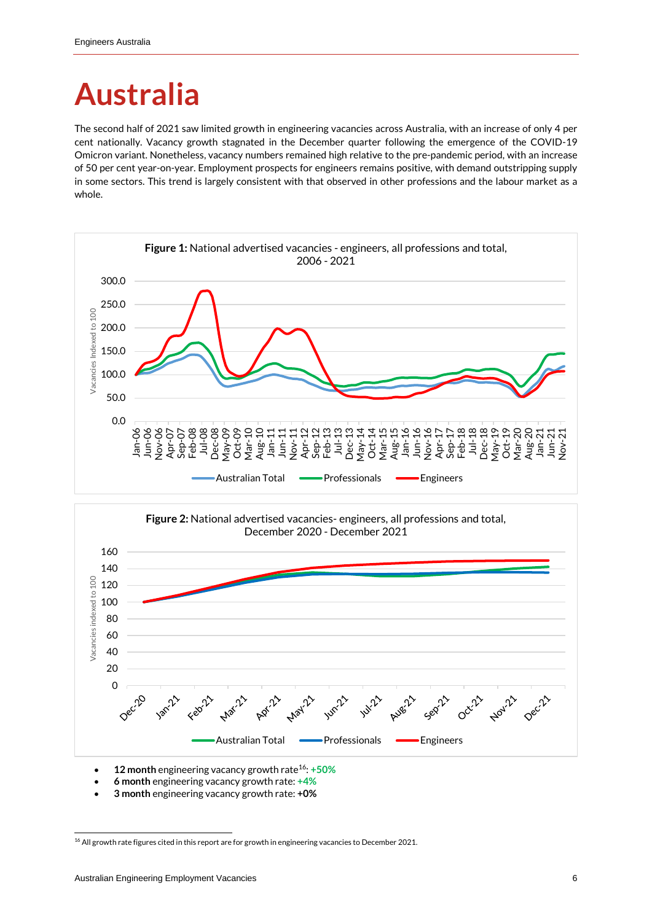# Australia

The second half of 2021 saw limited growth in engineering vacancies across Australia, with an increase of only 4 per cent nationally. Vacancy growth stagnated in the December quarter following the emergence of the COVID-19 Omicron variant. Nonetheless, vacancy numbers remained high relative to the pre-pandemic period, with an increase of 50 per cent year-on-year. Employment prospects for engineers remains positive, with demand outstripping supply in some sectors. This trend is largely consistent with that observed in other professions and the labour market as a whole.

**Figure 1:** National advertised vacancies - engineers, all professions and total, 2006 - 2021

**Figure 2:** National advertised vacancies- engineers, all professions and total, December 2020 - December 2021

- **12 month** engineering vacancy growth rate[16]: **+50%**
- **6 month** engineering vacancy growth rate: **+4%**
- **3 month** engineering vacancy growth rate: **+0%**

[16] All growth rate figures cited in this report are for growth in engineering vacancies to December 2021.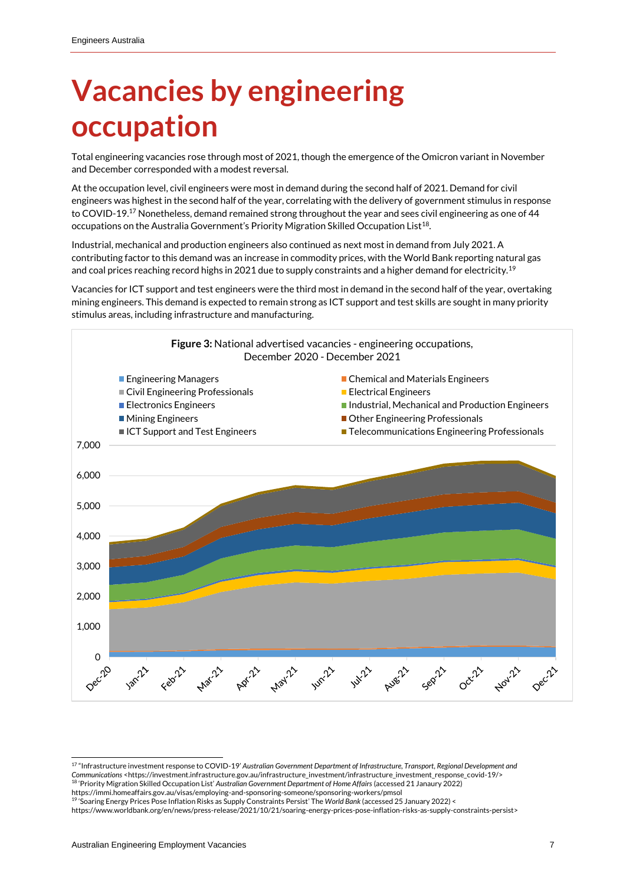# Vacancies by engineering occupation

Total engineering vacancies rose through most of 2021, though the emergence of the Omicron variant in November and December corresponded with a modest reversal.

At the occupation level, civil engineers were most in demand during the second half of 2021. Demand for civil engineers was highest in the second half of the year, correlating with the delivery of government stimulus in response to COVID-19.[17] Nonetheless, demand remained strong throughout the year and sees civil engineering as one of 44 occupations on the Australia Government's Priority Migration Skilled Occupation List[18].

Industrial, mechanical and production engineers also continued as next most in demand from July 2021. A contributing factor to this demand was an increase in commodity prices, with the World Bank reporting natural gas and coal prices reaching record highs in 2021 due to supply constraints and a higher demand for electricity.[19]

Vacancies for ICT support and test engineers were the third most in demand in the second half of the year, overtaking mining engineers. This demand is expected to remain strong as ICT support and test skills are sought in many priority stimulus areas, including infrastructure and manufacturing.

**Figure 3:** National advertised vacancies - engineering occupations, December 2020 - December 2021

---

[17] "Infrastructure investment response to COVID-19' *Australian Government Department of Infrastructure, Transport, Regional Development and Communications* <https://investment.infrastructure.gov.au/infrastructure_investment/infrastructure_investment_response_covid-19/>

[18] 'Priority Migration Skilled Occupation List' *Australian Government Department of Home Affairs* (accessed 21 Janaury 2022) https://immi.homeaffairs.gov.au/visas/employing-and-sponsoring-someone/sponsoring-workers/pmsol

[19] 'Soaring Energy Prices Pose Inflation Risks as Supply Constraints Persist' The *World Bank* (accessed 25 January 2022) < https://www.worldbank.org/en/news/press-release/2021/10/21/soaring-energy-prices-pose-inflation-risks-as-supply-constraints-persist>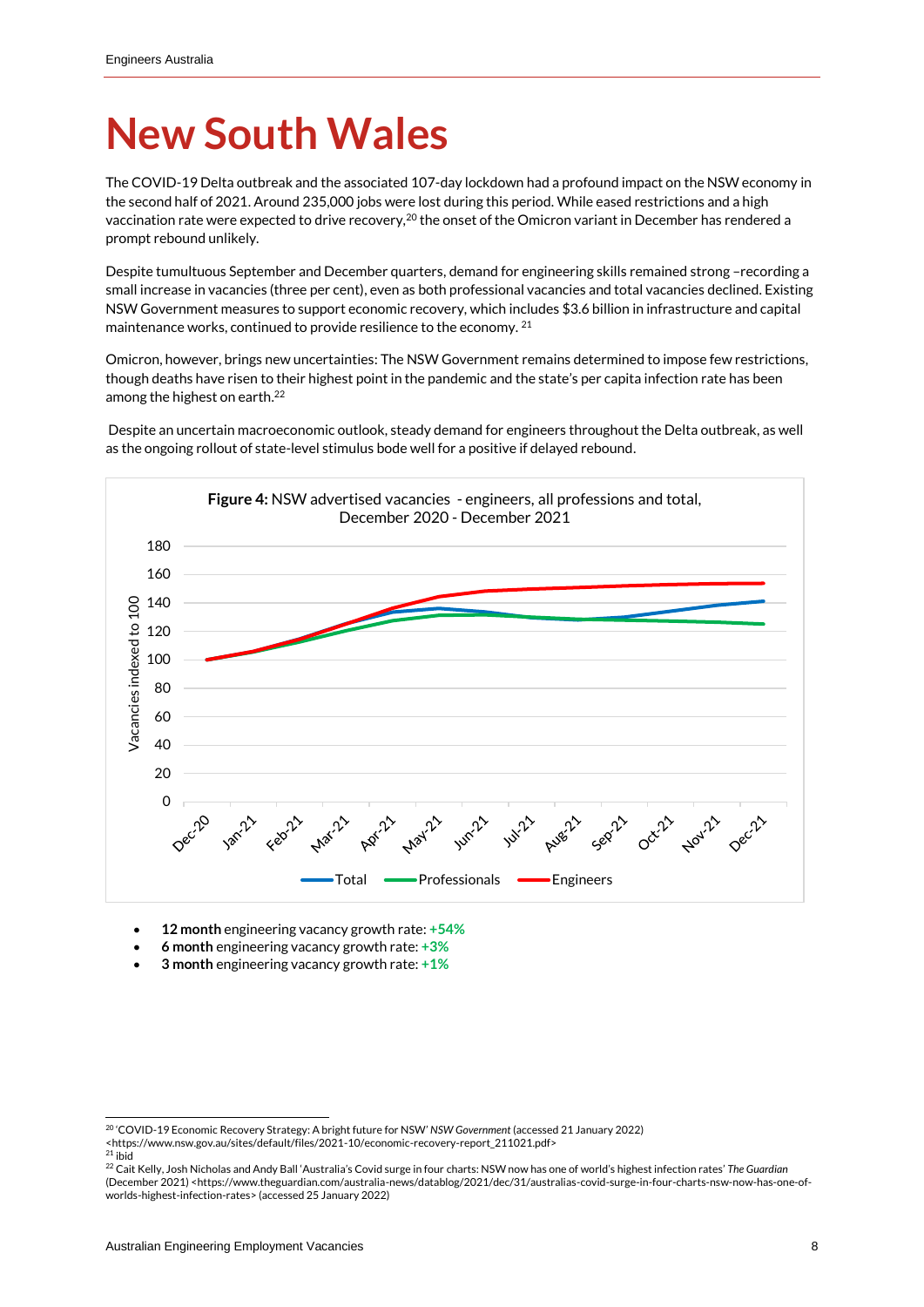# New South Wales

The COVID-19 Delta outbreak and the associated 107-day lockdown had a profound impact on the NSW economy in the second half of 2021. Around 235,000 jobs were lost during this period. While eased restrictions and a high vaccination rate were expected to drive recovery,[20] the onset of the Omicron variant in December has rendered a prompt rebound unlikely.

Despite tumultuous September and December quarters, demand for engineering skills remained strong –recording a small increase in vacancies (three per cent), even as both professional vacancies and total vacancies declined. Existing NSW Government measures to support economic recovery, which includes $3.6 billion in infrastructure and capital maintenance works, continued to provide resilience to the economy. [21]

Omicron, however, brings new uncertainties: The NSW Government remains determined to impose few restrictions, though deaths have risen to their highest point in the pandemic and the state's per capita infection rate has been among the highest on earth.[22]

Despite an uncertain macroeconomic outlook, steady demand for engineers throughout the Delta outbreak, as well as the ongoing rollout of state-level stimulus bode well for a positive if delayed rebound.

**Figure 4:** NSW advertised vacancies - engineers, all professions and total, December 2020 - December 2021

- **12 month** engineering vacancy growth rate: **+54%**
- **6 month** engineering vacancy growth rate: **+3%**
- **3 month** engineering vacancy growth rate: **+1%**

[20] 'COVID-19 Economic Recovery Strategy: A bright future for NSW' *NSW Government* (accessed 21 January 2022) <https://www.nsw.gov.au/sites/default/files/2021-10/economic-recovery-report_211021.pdf>

[21] ibid

[22] Cait Kelly, Josh Nicholas and Andy Ball 'Australia's Covid surge in four charts: NSW now has one of world's highest infection rates' *The Guardian* (December 2021) <https://www.theguardian.com/australia-news/datablog/2021/dec/31/australias-covid-surge-in-four-charts-nsw-now-has-one-of-worlds-highest-infection-rates> (accessed 25 January 2022)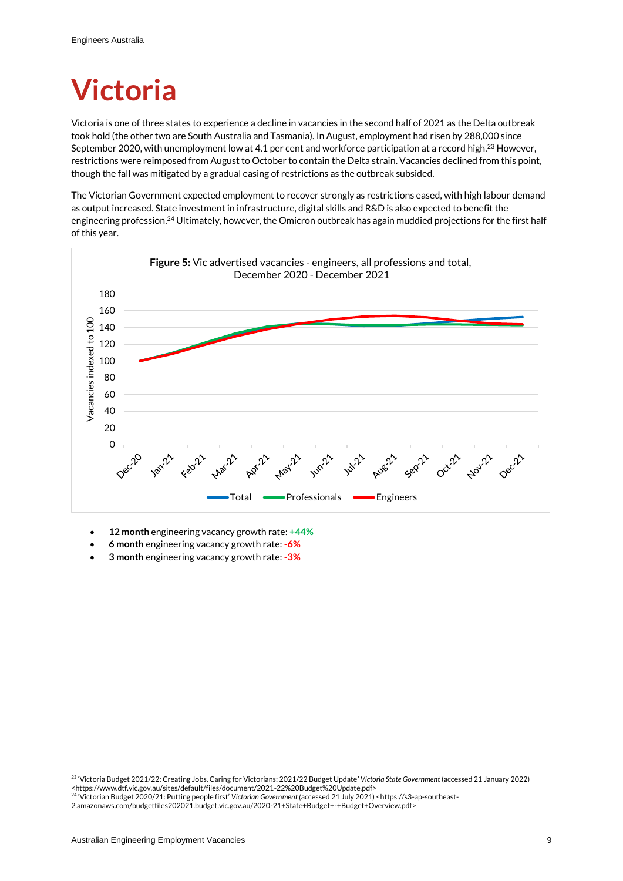# Victoria

Victoria is one of three states to experience a decline in vacancies in the second half of 2021 as the Delta outbreak took hold (the other two are South Australia and Tasmania). In August, employment had risen by 288,000 since September 2020, with unemployment low at 4.1 per cent and workforce participation at a record high.[23] However, restrictions were reimposed from August to October to contain the Delta strain. Vacancies declined from this point, though the fall was mitigated by a gradual easing of restrictions as the outbreak subsided.

The Victorian Government expected employment to recover strongly as restrictions eased, with high labour demand as output increased. State investment in infrastructure, digital skills and R&D is also expected to benefit the engineering profession.[24] Ultimately, however, the Omicron outbreak has again muddied projections for the first half of this year.

**Figure 5:** Vic advertised vacancies - engineers, all professions and total, December 2020 - December 2021

- **12 month** engineering vacancy growth rate: **+44%**
- **6 month** engineering vacancy growth rate: **-6%**
- **3 month** engineering vacancy growth rate: **-3%**

[23] 'Victoria Budget 2021/22: Creating Jobs, Caring for Victorians: 2021/22 Budget Update' *Victoria State Government* (accessed 21 January 2022) <https://www.dtf.vic.gov.au/sites/default/files/document/2021-22%20Budget%20Update.pdf>

[24] 'Victorian Budget 2020/21: Putting people first' *Victorian Government* (accessed 21 July 2021) <https://s3-ap-southeast-2.amazonaws.com/budgetfiles202021.budget.vic.gov.au/2020-21+State+Budget+-+Budget+Overview.pdf>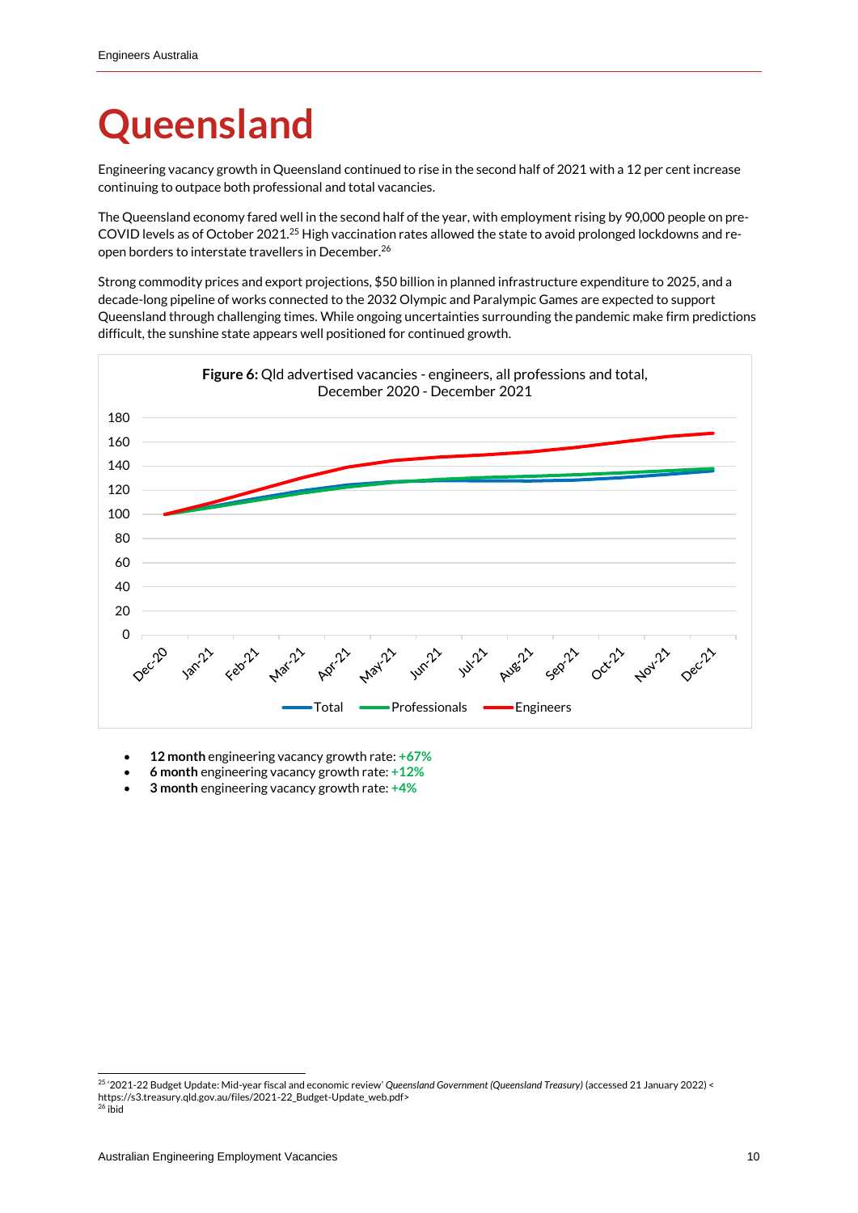# Queensland

Engineering vacancy growth in Queensland continued to rise in the second half of 2021 with a 12 per cent increase continuing to outpace both professional and total vacancies.

The Queensland economy fared well in the second half of the year, with employment rising by 90,000 people on pre-COVID levels as of October 2021.[25] High vaccination rates allowed the state to avoid prolonged lockdowns and re-open borders to interstate travellers in December.[26]

Strong commodity prices and export projections, $50 billion in planned infrastructure expenditure to 2025, and a decade-long pipeline of works connected to the 2032 Olympic and Paralympic Games are expected to support Queensland through challenging times. While ongoing uncertainties surrounding the pandemic make firm predictions difficult, the sunshine state appears well positioned for continued growth.

**Figure 6:** Qld advertised vacancies - engineers, all professions and total, December 2020 - December 2021

- **12 month** engineering vacancy growth rate: **+67%**
- **6 month** engineering vacancy growth rate: **+12%**
- **3 month** engineering vacancy growth rate: **+4%**

---

[25] '2021-22 Budget Update: Mid-year fiscal and economic review' *Queensland Government (Queensland Treasury)* (accessed 21 January 2022) < https://s3.treasury.qld.gov.au/files/2021-22_Budget-Update_web.pdf>

[26] ibid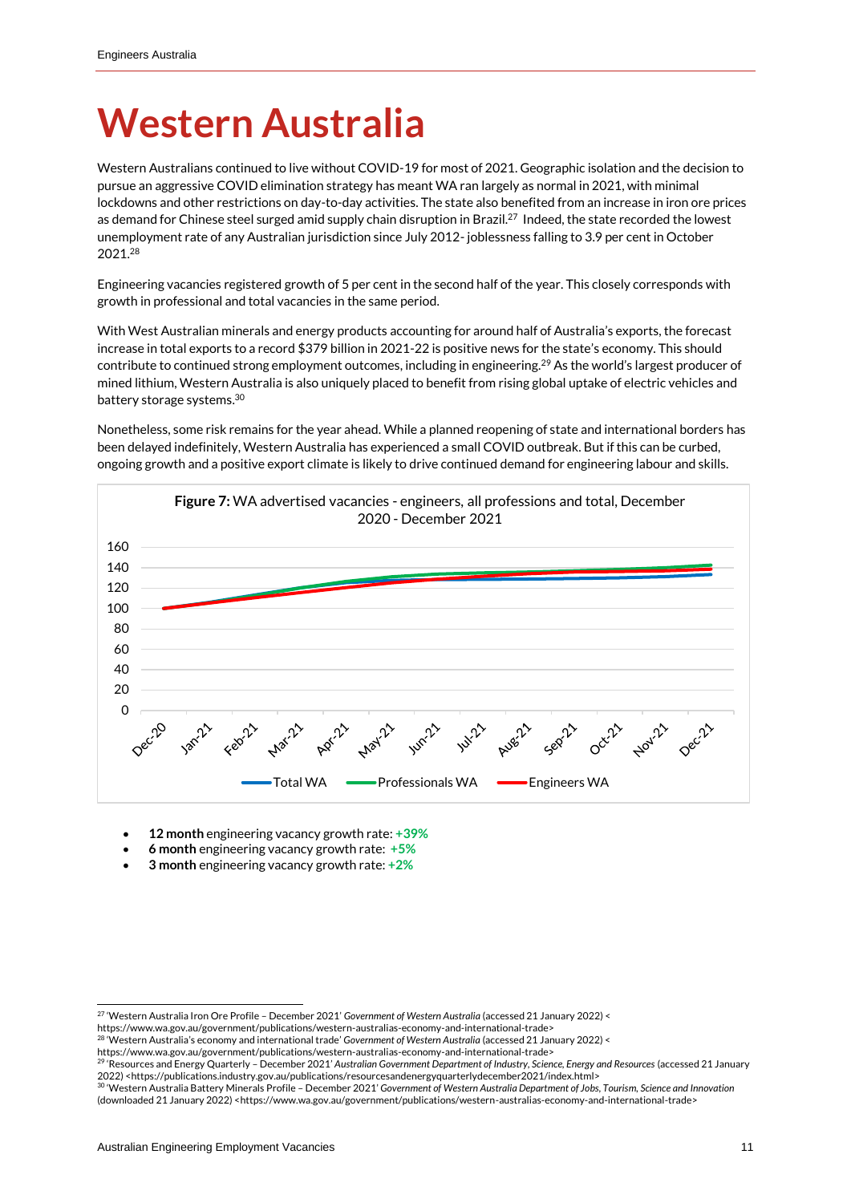# Western Australia

Western Australians continued to live without COVID-19 for most of 2021. Geographic isolation and the decision to pursue an aggressive COVID elimination strategy has meant WA ran largely as normal in 2021, with minimal lockdowns and other restrictions on day-to-day activities. The state also benefited from an increase in iron ore prices as demand for Chinese steel surged amid supply chain disruption in Brazil.[27] Indeed, the state recorded the lowest unemployment rate of any Australian jurisdiction since July 2012- joblessness falling to 3.9 per cent in October 2021.[28]

Engineering vacancies registered growth of 5 per cent in the second half of the year. This closely corresponds with growth in professional and total vacancies in the same period.

With West Australian minerals and energy products accounting for around half of Australia's exports, the forecast increase in total exports to a record $379 billion in 2021-22 is positive news for the state's economy. This should contribute to continued strong employment outcomes, including in engineering.[29] As the world's largest producer of mined lithium, Western Australia is also uniquely placed to benefit from rising global uptake of electric vehicles and battery storage systems.[30]

Nonetheless, some risk remains for the year ahead. While a planned reopening of state and international borders has been delayed indefinitely, Western Australia has experienced a small COVID outbreak. But if this can be curbed, ongoing growth and a positive export climate is likely to drive continued demand for engineering labour and skills.

**Figure 7:** WA advertised vacancies - engineers, all professions and total, December 2020 - December 2021

- **12 month** engineering vacancy growth rate: **+39%**
- **6 month** engineering vacancy growth rate: **+5%**
- **3 month** engineering vacancy growth rate: **+2%**

---

[27] 'Western Australia Iron Ore Profile – December 2021' *Government of Western Australia* (accessed 21 January 2022) < https://www.wa.gov.au/government/publications/western-australias-economy-and-international-trade>

[28] 'Western Australia's economy and international trade' *Government of Western Australia* (accessed 21 January 2022) < https://www.wa.gov.au/government/publications/western-australias-economy-and-international-trade>

[29] 'Resources and Energy Quarterly – December 2021' *Australian Government Department of Industry, Science, Energy and Resources* (accessed 21 January 2022) <https://publications.industry.gov.au/publications/resourcesandenergyquarterlydecember2021/index.html>

[30] 'Western Australia Battery Minerals Profile – December 2021' *Government of Western Australia Department of Jobs, Tourism, Science and Innovation* (downloaded 21 January 2022) <https://www.wa.gov.au/government/publications/western-australias-economy-and-international-trade>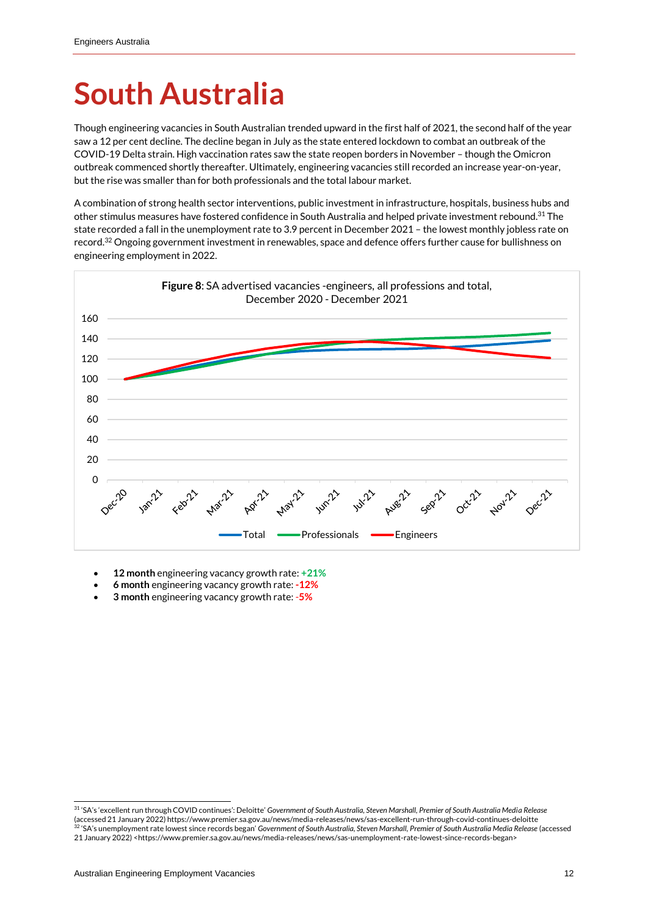# South Australia

Though engineering vacancies in South Australian trended upward in the first half of 2021, the second half of the year saw a 12 per cent decline. The decline began in July as the state entered lockdown to combat an outbreak of the COVID-19 Delta strain. High vaccination rates saw the state reopen borders in November – though the Omicron outbreak commenced shortly thereafter. Ultimately, engineering vacancies still recorded an increase year-on-year, but the rise was smaller than for both professionals and the total labour market.

A combination of strong health sector interventions, public investment in infrastructure, hospitals, business hubs and other stimulus measures have fostered confidence in South Australia and helped private investment rebound.[31] The state recorded a fall in the unemployment rate to 3.9 percent in December 2021 – the lowest monthly jobless rate on record.[32] Ongoing government investment in renewables, space and defence offers further cause for bullishness on engineering employment in 2022.

**Figure 8**: SA advertised vacancies -engineers, all professions and total, December 2020 - December 2021

- **12 month** engineering vacancy growth rate: **+21%**
- **6 month** engineering vacancy growth rate: **-12%**
- **3 month** engineering vacancy growth rate: **-5%**

[31] 'SA's 'excellent run through COVID continues': Deloitte' *Government of South Australia, Steven Marshall, Premier of South Australia Media Release* (accessed 21 January 2022) https://www.premier.sa.gov.au/news/media-releases/news/sas-excellent-run-through-covid-continues-deloitte
[32] 'SA's unemployment rate lowest since records began' *Government of South Australia, Steven Marshall, Premier of South Australia Media Release* (accessed 21 January 2022) <https://www.premier.sa.gov.au/news/media-releases/news/sas-unemployment-rate-lowest-since-records-began>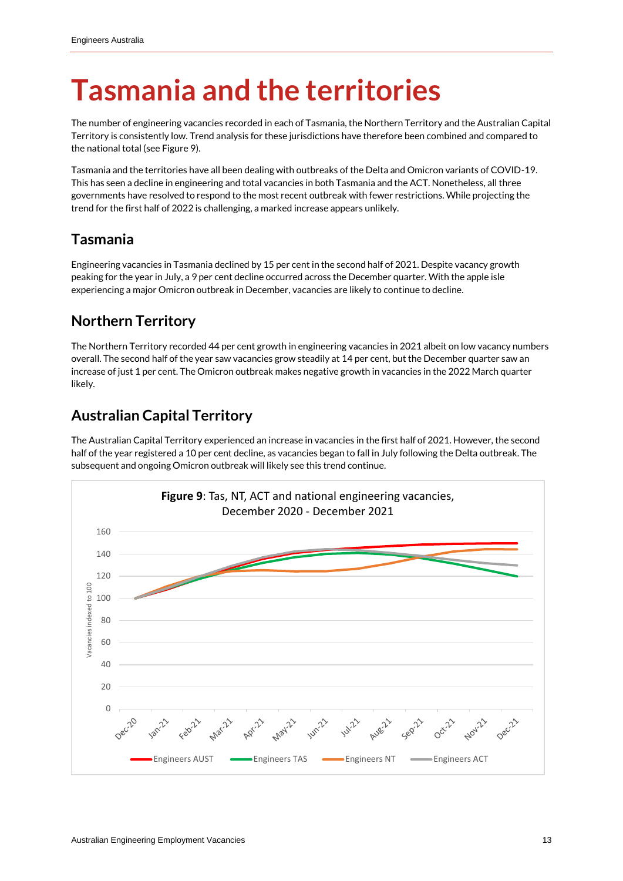# Tasmania and the territories

The number of engineering vacancies recorded in each of Tasmania, the Northern Territory and the Australian Capital Territory is consistently low. Trend analysis for these jurisdictions have therefore been combined and compared to the national total (see Figure 9).

Tasmania and the territories have all been dealing with outbreaks of the Delta and Omicron variants of COVID-19. This has seen a decline in engineering and total vacancies in both Tasmania and the ACT. Nonetheless, all three governments have resolved to respond to the most recent outbreak with fewer restrictions. While projecting the trend for the first half of 2022 is challenging, a marked increase appears unlikely.

## Tasmania

Engineering vacancies in Tasmania declined by 15 per cent in the second half of 2021. Despite vacancy growth peaking for the year in July, a 9 per cent decline occurred across the December quarter. With the apple isle experiencing a major Omicron outbreak in December, vacancies are likely to continue to decline.

## Northern Territory

The Northern Territory recorded 44 per cent growth in engineering vacancies in 2021 albeit on low vacancy numbers overall. The second half of the year saw vacancies grow steadily at 14 per cent, but the December quarter saw an increase of just 1 per cent. The Omicron outbreak makes negative growth in vacancies in the 2022 March quarter likely.

## Australian Capital Territory

The Australian Capital Territory experienced an increase in vacancies in the first half of 2021. However, the second half of the year registered a 10 per cent decline, as vacancies began to fall in July following the Delta outbreak. The subsequent and ongoing Omicron outbreak will likely see this trend continue.

**Figure 9**: Tas, NT, ACT and national engineering vacancies, December 2020 - December 2021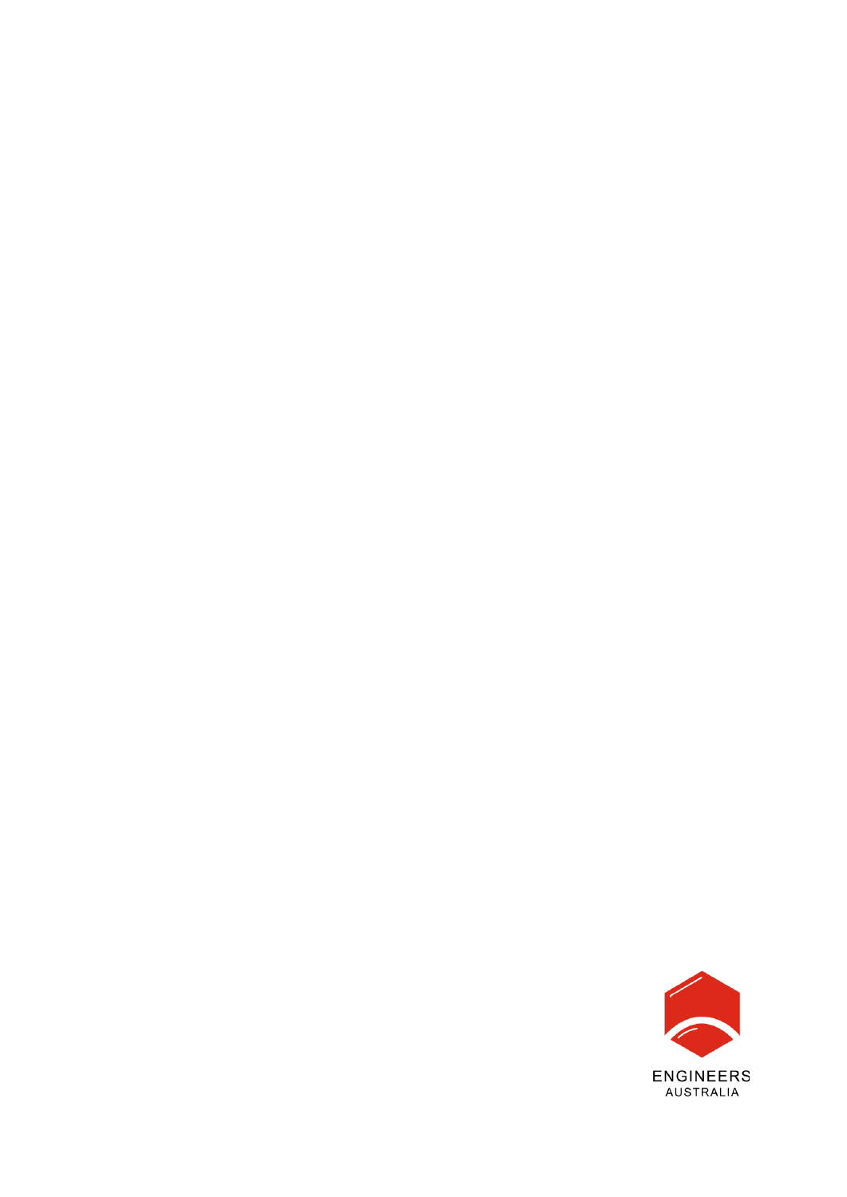ENGINEERS
AUSTRALIA